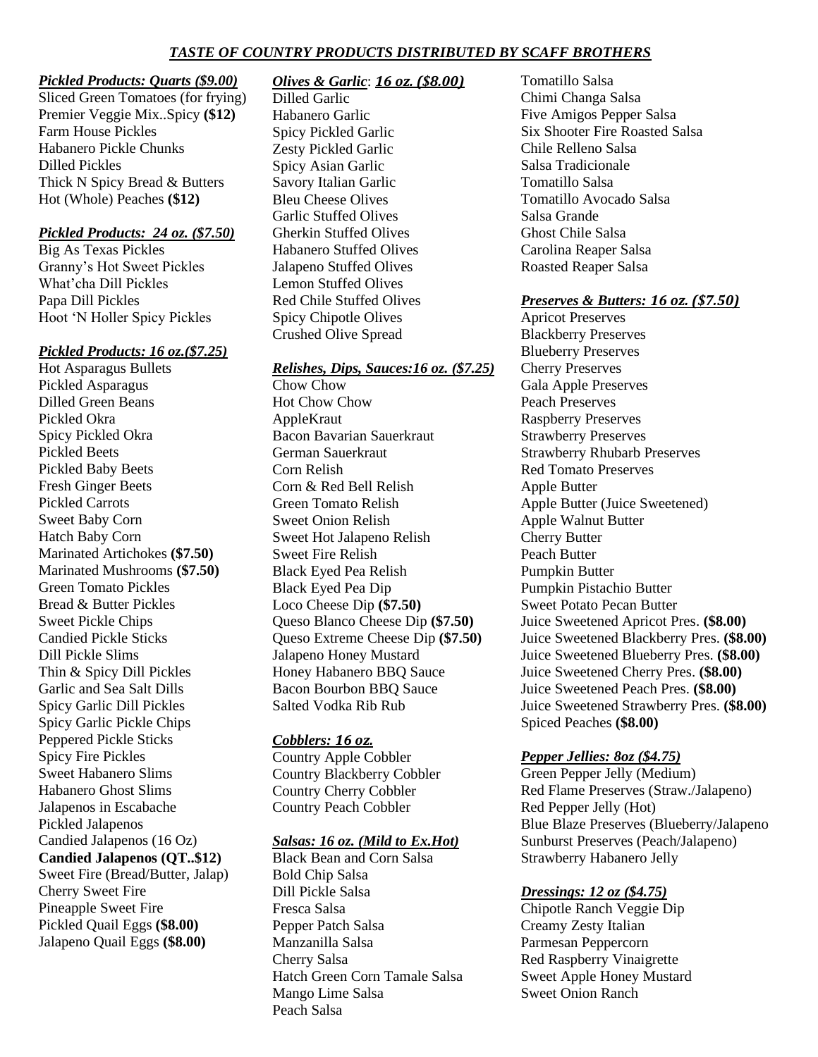# *TASTE OF COUNTRY PRODUCTS DISTRIBUTED BY SCAFF BROTHERS*

***Pickled Products: Quarts ($9.00)***

Sliced Green Tomatoes (for frying)
Premier Veggie Mix..Spicy **($12)**
Farm House Pickles
Habanero Pickle Chunks
Dilled Pickles
Thick N Spicy Bread & Butters
Hot (Whole) Peaches **($12)**

***Pickled Products: 24 oz. ($7.50)***

Big As Texas Pickles
Granny's Hot Sweet Pickles
What'cha Dill Pickles
Papa Dill Pickles
Hoot 'N Holler Spicy Pickles

***Pickled Products: 16 oz.($7.25)***

Hot Asparagus Bullets
Pickled Asparagus
Dilled Green Beans
Pickled Okra
Spicy Pickled Okra
Pickled Beets
Pickled Baby Beets
Fresh Ginger Beets
Pickled Carrots
Sweet Baby Corn
Hatch Baby Corn
Marinated Artichokes **($7.50)**
Marinated Mushrooms **($7.50)**
Green Tomato Pickles
Bread & Butter Pickles
Sweet Pickle Chips
Candied Pickle Sticks
Dill Pickle Slims
Thin & Spicy Dill Pickles
Garlic and Sea Salt Dills
Spicy Garlic Dill Pickles
Spicy Garlic Pickle Chips
Peppered Pickle Sticks
Spicy Fire Pickles
Sweet Habanero Slims
Habanero Ghost Slims
Jalapenos in Escabache
Pickled Jalapenos
Candied Jalapenos (16 Oz)
**Candied Jalapenos (QT..$12)**
Sweet Fire (Bread/Butter, Jalap)
Cherry Sweet Fire
Pineapple Sweet Fire
Pickled Quail Eggs **($8.00)**
Jalapeno Quail Eggs **($8.00)**

***Olives & Garlic**: **16 oz. ($8.00)***

Dilled Garlic
Habanero Garlic
Spicy Pickled Garlic
Zesty Pickled Garlic
Spicy Asian Garlic
Savory Italian Garlic
Bleu Cheese Olives
Garlic Stuffed Olives
Gherkin Stuffed Olives
Habanero Stuffed Olives
Jalapeno Stuffed Olives
Lemon Stuffed Olives
Red Chile Stuffed Olives
Spicy Chipotle Olives
Crushed Olive Spread

***Relishes, Dips, Sauces:16 oz. ($7.25)***

Chow Chow
Hot Chow Chow
AppleKraut
Bacon Bavarian Sauerkraut
German Sauerkraut
Corn Relish
Corn & Red Bell Relish
Green Tomato Relish
Sweet Onion Relish
Sweet Hot Jalapeno Relish
Sweet Fire Relish
Black Eyed Pea Relish
Black Eyed Pea Dip
Loco Cheese Dip **($7.50)**
Queso Blanco Cheese Dip **($7.50)**
Queso Extreme Cheese Dip **($7.50)**
Jalapeno Honey Mustard
Honey Habanero BBQ Sauce
Bacon Bourbon BBQ Sauce
Salted Vodka Rib Rub

***Cobblers: 16 oz.***

Country Apple Cobbler
Country Blackberry Cobbler
Country Cherry Cobbler
Country Peach Cobbler

***Salsas: 16 oz. (Mild to Ex.Hot)***

Black Bean and Corn Salsa
Bold Chip Salsa
Dill Pickle Salsa
Fresca Salsa
Pepper Patch Salsa
Manzanilla Salsa
Cherry Salsa
Hatch Green Corn Tamale Salsa
Mango Lime Salsa
Peach Salsa
Tomatillo Salsa
Chimi Changa Salsa
Five Amigos Pepper Salsa
Six Shooter Fire Roasted Salsa
Chile Relleno Salsa
Salsa Tradicionale
Tomatillo Salsa
Tomatillo Avocado Salsa
Salsa Grande
Ghost Chile Salsa
Carolina Reaper Salsa
Roasted Reaper Salsa

***Preserves & Butters: 16 oz. ($7.50)***

Apricot Preserves
Blackberry Preserves
Blueberry Preserves
Cherry Preserves
Gala Apple Preserves
Peach Preserves
Raspberry Preserves
Strawberry Preserves
Strawberry Rhubarb Preserves
Red Tomato Preserves
Apple Butter
Apple Butter (Juice Sweetened)
Apple Walnut Butter
Cherry Butter
Peach Butter
Pumpkin Butter
Pumpkin Pistachio Butter
Sweet Potato Pecan Butter
Juice Sweetened Apricot Pres. **($8.00)**
Juice Sweetened Blackberry Pres. **($8.00)**
Juice Sweetened Blueberry Pres. **($8.00)**
Juice Sweetened Cherry Pres. **($8.00)**
Juice Sweetened Peach Pres. **($8.00)**
Juice Sweetened Strawberry Pres. **($8.00)**
Spiced Peaches **($8.00)**

***Pepper Jellies: 8oz ($4.75)***

Green Pepper Jelly (Medium)
Red Flame Preserves (Straw./Jalapeno)
Red Pepper Jelly (Hot)
Blue Blaze Preserves (Blueberry/Jalapeno
Sunburst Preserves (Peach/Jalapeno)
Strawberry Habanero Jelly

***Dressings: 12 oz ($4.75)***

Chipotle Ranch Veggie Dip
Creamy Zesty Italian
Parmesan Peppercorn
Red Raspberry Vinaigrette
Sweet Apple Honey Mustard
Sweet Onion Ranch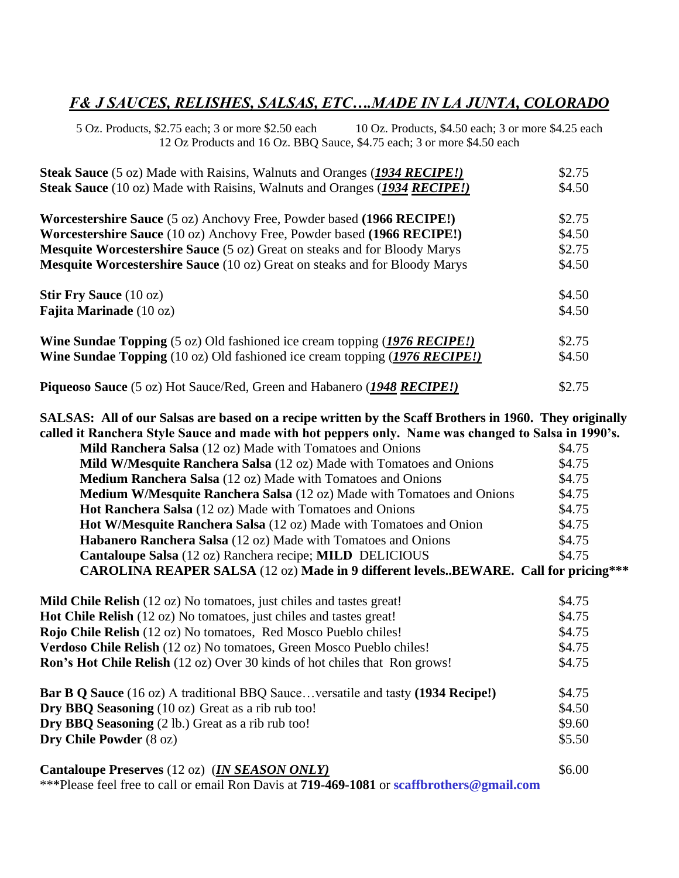# *F& J SAUCES, RELISHES, SALSAS, ETC….MADE IN LA JUNTA, COLORADO*

5 Oz. Products, $2.75 each; 3 or more $2.50 each 10 Oz. Products, $4.50 each; 3 or more $4.25 each
12 Oz Products and 16 Oz. BBQ Sauce, $4.75 each; 3 or more $4.50 each

| | |
|---|---|
| **Steak Sauce** (5 oz) Made with Raisins, Walnuts and Oranges (***1934 RECIPE!)*** | $2.75 |
| **Steak Sauce** (10 oz) Made with Raisins, Walnuts and Oranges (***1934 RECIPE!)*** | $4.50 |
| **Worcestershire Sauce** (5 oz) Anchovy Free, Powder based **(1966 RECIPE!)** | $2.75 |
| **Worcestershire Sauce** (10 oz) Anchovy Free, Powder based **(1966 RECIPE!)** | $4.50 |
| **Mesquite Worcestershire Sauce** (5 oz) Great on steaks and for Bloody Marys | $2.75 |
| **Mesquite Worcestershire Sauce** (10 oz) Great on steaks and for Bloody Marys | $4.50 |
| **Stir Fry Sauce** (10 oz) | $4.50 |
| **Fajita Marinade** (10 oz) | $4.50 |
| **Wine Sundae Topping** (5 oz) Old fashioned ice cream topping (***1976 RECIPE!)*** | $2.75 |
| **Wine Sundae Topping** (10 oz) Old fashioned ice cream topping (***1976 RECIPE!)*** | $4.50 |
| **Piqueoso Sauce** (5 oz) Hot Sauce/Red, Green and Habanero (***1948 RECIPE!)*** | $2.75 |

**SALSAS: All of our Salsas are based on a recipe written by the Scaff Brothers in 1960. They originally called it Ranchera Style Sauce and made with hot peppers only. Name was changed to Salsa in 1990's.**

| | |
|---|---|
| **Mild Ranchera Salsa** (12 oz) Made with Tomatoes and Onions | $4.75 |
| **Mild W/Mesquite Ranchera Salsa** (12 oz) Made with Tomatoes and Onions | $4.75 |
| **Medium Ranchera Salsa** (12 oz) Made with Tomatoes and Onions | $4.75 |
| **Medium W/Mesquite Ranchera Salsa** (12 oz) Made with Tomatoes and Onions | $4.75 |
| **Hot Ranchera Salsa** (12 oz) Made with Tomatoes and Onions | $4.75 |
| **Hot W/Mesquite Ranchera Salsa** (12 oz) Made with Tomatoes and Onion | $4.75 |
| **Habanero Ranchera Salsa** (12 oz) Made with Tomatoes and Onions | $4.75 |
| **Cantaloupe Salsa** (12 oz) Ranchera recipe; **MILD** DELICIOUS | $4.75 |

**CAROLINA REAPER SALSA** (12 oz) **Made in 9 different levels..BEWARE. Call for pricing*****

| | |
|---|---|
| **Mild Chile Relish** (12 oz) No tomatoes, just chiles and tastes great! | $4.75 |
| **Hot Chile Relish** (12 oz) No tomatoes, just chiles and tastes great! | $4.75 |
| **Rojo Chile Relish** (12 oz) No tomatoes, Red Mosco Pueblo chiles! | $4.75 |
| **Verdoso Chile Relish** (12 oz) No tomatoes, Green Mosco Pueblo chiles! | $4.75 |
| **Ron's Hot Chile Relish** (12 oz) Over 30 kinds of hot chiles that Ron grows! | $4.75 |
| **Bar B Q Sauce** (16 oz) A traditional BBQ Sauce…versatile and tasty **(1934 Recipe!)** | $4.75 |
| **Dry BBQ Seasoning** (10 oz) Great as a rib rub too! | $4.50 |
| **Dry BBQ Seasoning** (2 lb.) Great as a rib rub too! | $9.60 |
| **Dry Chile Powder** (8 oz) | $5.50 |
| **Cantaloupe Preserves** (12 oz) (***IN SEASON ONLY)*** | $6.00 |

***Please feel free to call or email Ron Davis at **719-469-1081** or **scaffbrothers@gmail.com**